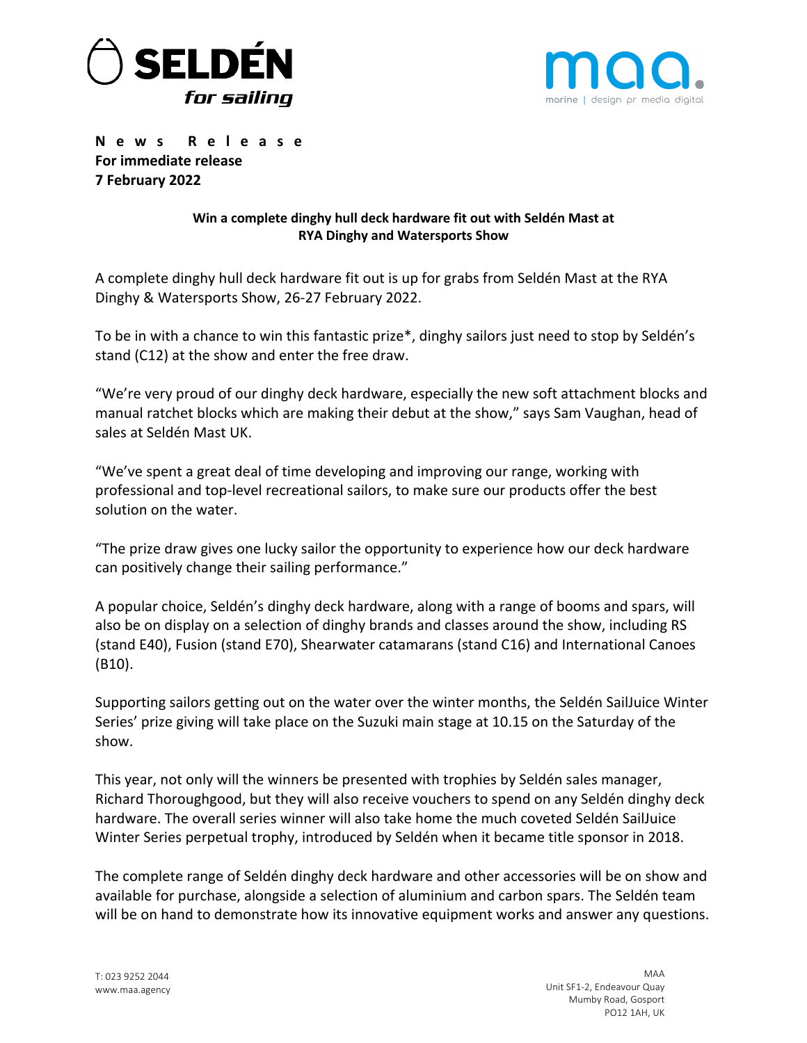**News Release**
**For immediate release**
**7 February 2022**

**Win a complete dinghy hull deck hardware fit out with Seldén Mast at RYA Dinghy and Watersports Show**

A complete dinghy hull deck hardware fit out is up for grabs from Seldén Mast at the RYA Dinghy & Watersports Show, 26-27 February 2022.

To be in with a chance to win this fantastic prize*, dinghy sailors just need to stop by Seldén's stand (C12) at the show and enter the free draw.

"We're very proud of our dinghy deck hardware, especially the new soft attachment blocks and manual ratchet blocks which are making their debut at the show," says Sam Vaughan, head of sales at Seldén Mast UK.

"We've spent a great deal of time developing and improving our range, working with professional and top-level recreational sailors, to make sure our products offer the best solution on the water.

"The prize draw gives one lucky sailor the opportunity to experience how our deck hardware can positively change their sailing performance."

A popular choice, Seldén's dinghy deck hardware, along with a range of booms and spars, will also be on display on a selection of dinghy brands and classes around the show, including RS (stand E40), Fusion (stand E70), Shearwater catamarans (stand C16) and International Canoes (B10).

Supporting sailors getting out on the water over the winter months, the Seldén SailJuice Winter Series' prize giving will take place on the Suzuki main stage at 10.15 on the Saturday of the show.

This year, not only will the winners be presented with trophies by Seldén sales manager, Richard Thoroughgood, but they will also receive vouchers to spend on any Seldén dinghy deck hardware. The overall series winner will also take home the much coveted Seldén SailJuice Winter Series perpetual trophy, introduced by Seldén when it became title sponsor in 2018.

The complete range of Seldén dinghy deck hardware and other accessories will be on show and available for purchase, alongside a selection of aluminium and carbon spars. The Seldén team will be on hand to demonstrate how its innovative equipment works and answer any questions.

T: 023 9252 2044
www.maa.agency

MAA
Unit SF1-2, Endeavour Quay
Mumby Road, Gosport
PO12 1AH, UK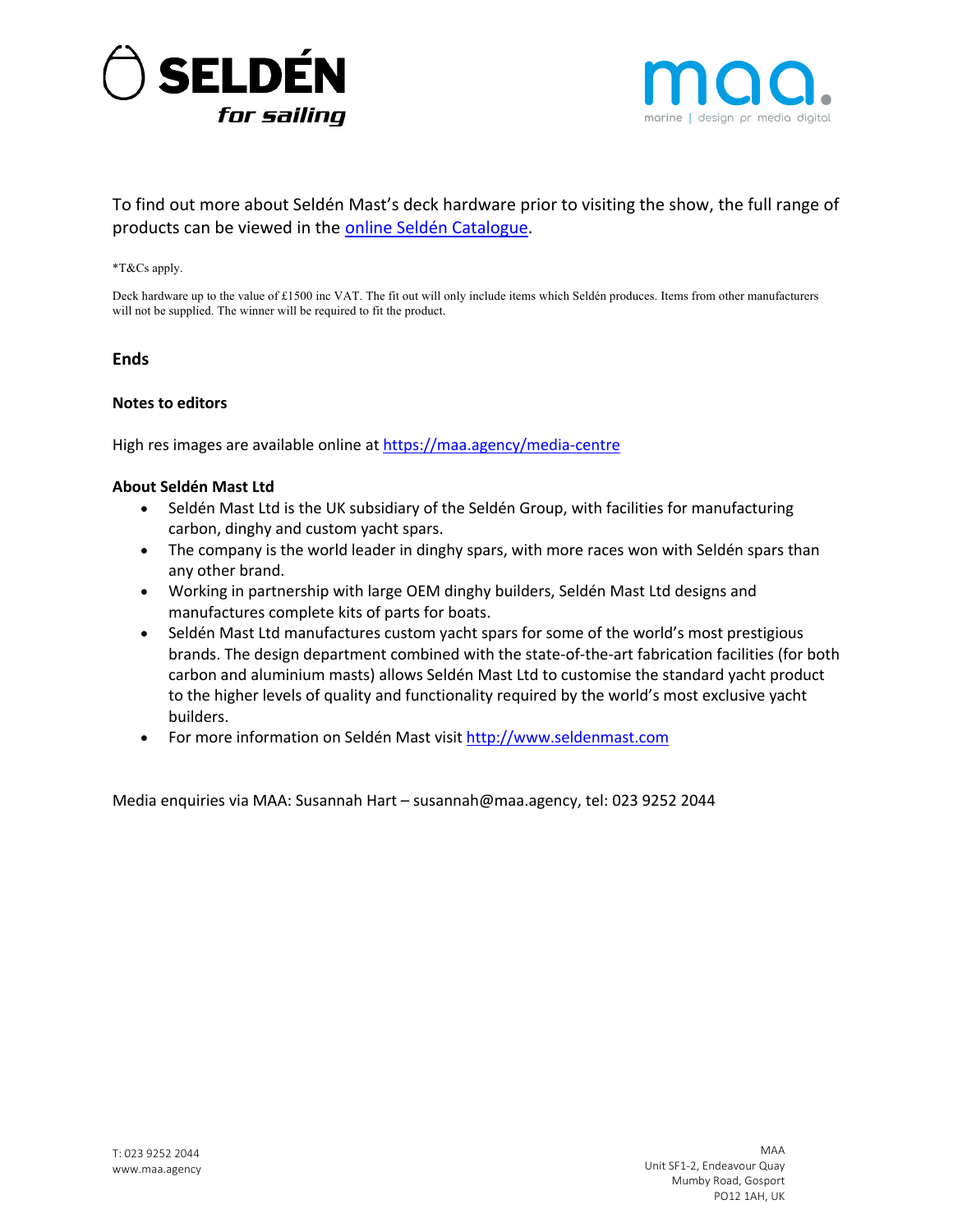To find out more about Seldén Mast's deck hardware prior to visiting the show, the full range of products can be viewed in the [online Seldén Catalogue](online Seldén Catalogue).

*T&Cs apply.

Deck hardware up to the value of £1500 inc VAT. The fit out will only include items which Seldén produces. Items from other manufacturers will not be supplied. The winner will be required to fit the product.

**Ends**

**Notes to editors**

High res images are available online at https://maa.agency/media-centre

**About Seldén Mast Ltd**

- Seldén Mast Ltd is the UK subsidiary of the Seldén Group, with facilities for manufacturing carbon, dinghy and custom yacht spars.
- The company is the world leader in dinghy spars, with more races won with Seldén spars than any other brand.
- Working in partnership with large OEM dinghy builders, Seldén Mast Ltd designs and manufactures complete kits of parts for boats.
- Seldén Mast Ltd manufactures custom yacht spars for some of the world's most prestigious brands. The design department combined with the state-of-the-art fabrication facilities (for both carbon and aluminium masts) allows Seldén Mast Ltd to customise the standard yacht product to the higher levels of quality and functionality required by the world's most exclusive yacht builders.
- For more information on Seldén Mast visit http://www.seldenmast.com

Media enquiries via MAA: Susannah Hart – susannah@maa.agency, tel: 023 9252 2044

T: 023 9252 2044
www.maa.agency

MAA
Unit SF1-2, Endeavour Quay
Mumby Road, Gosport
PO12 1AH, UK